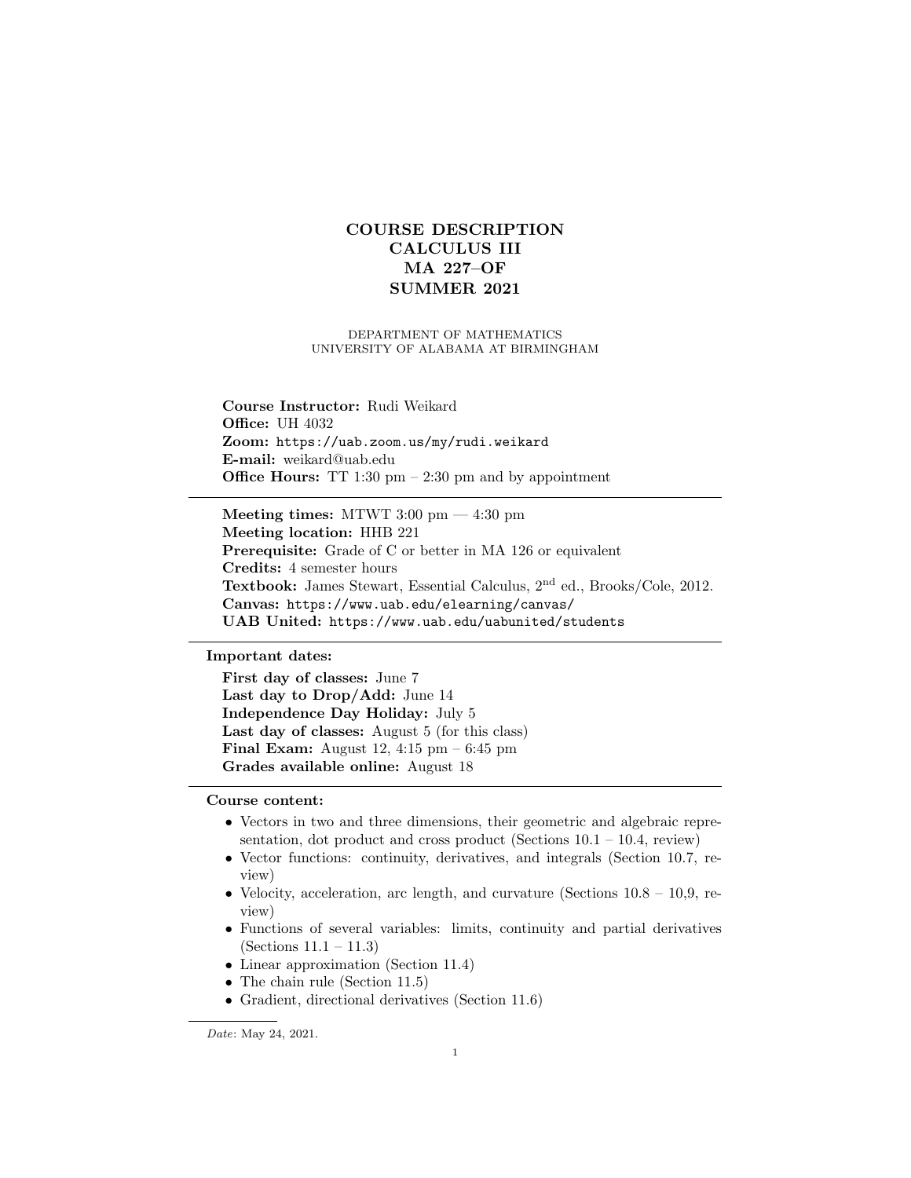# COURSE DESCRIPTION
# CALCULUS III
# MA 227–OF
# SUMMER 2021

DEPARTMENT OF MATHEMATICS
UNIVERSITY OF ALABAMA AT BIRMINGHAM

**Course Instructor:** Rudi Weikard
**Office:** UH 4032
**Zoom:** https://uab.zoom.us/my/rudi.weikard
**E-mail:** weikard@uab.edu
**Office Hours:** TT 1:30 pm – 2:30 pm and by appointment

---

**Meeting times:** MTWT 3:00 pm — 4:30 pm
**Meeting location:** HHB 221
**Prerequisite:** Grade of C or better in MA 126 or equivalent
**Credits:** 4 semester hours
**Textbook:** James Stewart, Essential Calculus, 2nd ed., Brooks/Cole, 2012.
**Canvas:** https://www.uab.edu/elearning/canvas/
**UAB United:** https://www.uab.edu/uabunited/students

---

**Important dates:**

**First day of classes:** June 7
**Last day to Drop/Add:** June 14
**Independence Day Holiday:** July 5
**Last day of classes:** August 5 (for this class)
**Final Exam:** August 12, 4:15 pm – 6:45 pm
**Grades available online:** August 18

---

**Course content:**

- Vectors in two and three dimensions, their geometric and algebraic representation, dot product and cross product (Sections 10.1 – 10.4, review)
- Vector functions: continuity, derivatives, and integrals (Section 10.7, review)
- Velocity, acceleration, arc length, and curvature (Sections 10.8 – 10,9, review)
- Functions of several variables: limits, continuity and partial derivatives (Sections 11.1 – 11.3)
- Linear approximation (Section 11.4)
- The chain rule (Section 11.5)
- Gradient, directional derivatives (Section 11.6)

*Date*: May 24, 2021.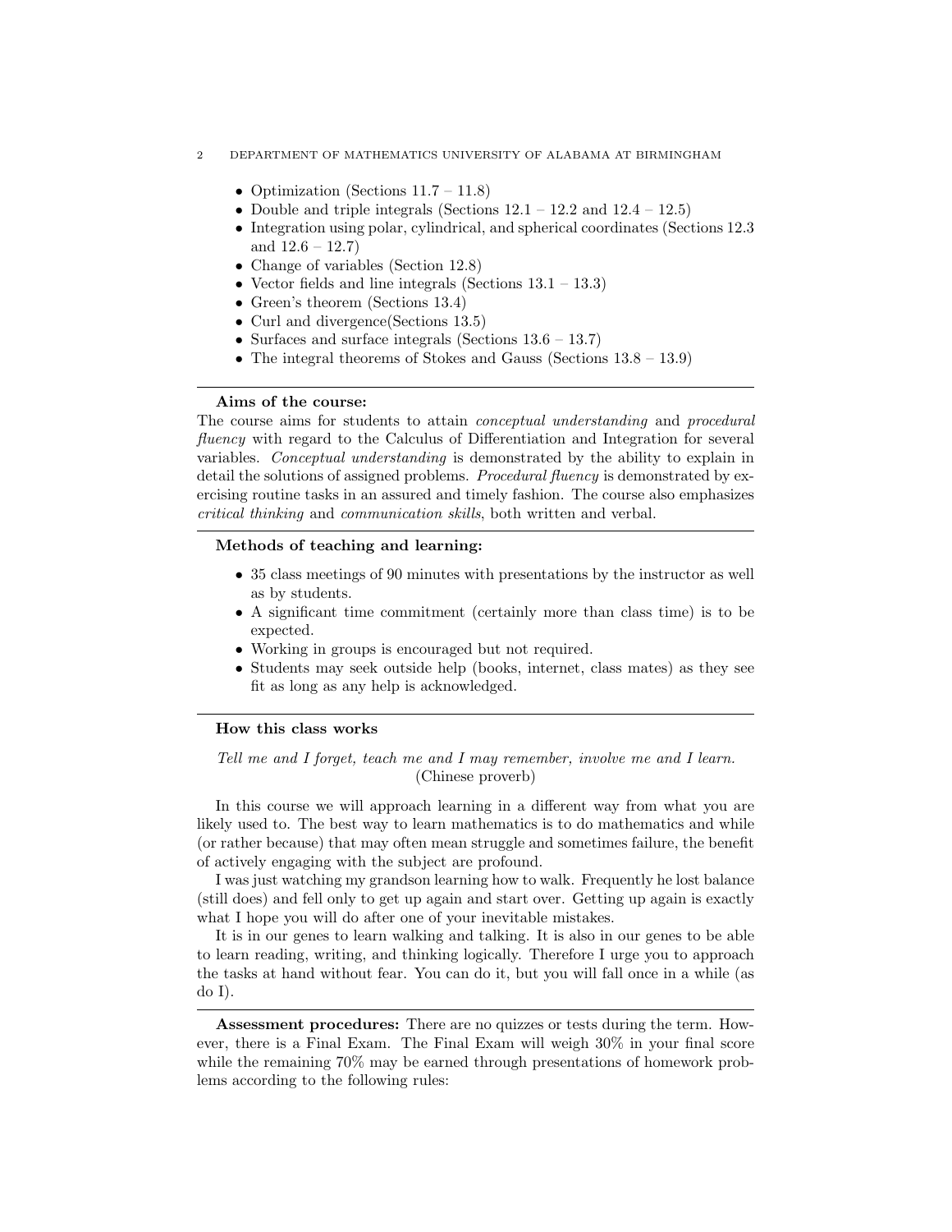- Optimization (Sections 11.7 – 11.8)
- Double and triple integrals (Sections 12.1 – 12.2 and 12.4 – 12.5)
- Integration using polar, cylindrical, and spherical coordinates (Sections 12.3 and 12.6 – 12.7)
- Change of variables (Section 12.8)
- Vector fields and line integrals (Sections 13.1 – 13.3)
- Green's theorem (Sections 13.4)
- Curl and divergence(Sections 13.5)
- Surfaces and surface integrals (Sections 13.6 – 13.7)
- The integral theorems of Stokes and Gauss (Sections 13.8 – 13.9)

---

**Aims of the course:**

The course aims for students to attain *conceptual understanding* and *procedural fluency* with regard to the Calculus of Differentiation and Integration for several variables. *Conceptual understanding* is demonstrated by the ability to explain in detail the solutions of assigned problems. *Procedural fluency* is demonstrated by exercising routine tasks in an assured and timely fashion. The course also emphasizes *critical thinking* and *communication skills*, both written and verbal.

---

**Methods of teaching and learning:**

- 35 class meetings of 90 minutes with presentations by the instructor as well as by students.
- A significant time commitment (certainly more than class time) is to be expected.
- Working in groups is encouraged but not required.
- Students may seek outside help (books, internet, class mates) as they see fit as long as any help is acknowledged.

---

**How this class works**

*Tell me and I forget, teach me and I may remember, involve me and I learn.*
(Chinese proverb)

In this course we will approach learning in a different way from what you are likely used to. The best way to learn mathematics is to do mathematics and while (or rather because) that may often mean struggle and sometimes failure, the benefit of actively engaging with the subject are profound.

I was just watching my grandson learning how to walk. Frequently he lost balance (still does) and fell only to get up again and start over. Getting up again is exactly what I hope you will do after one of your inevitable mistakes.

It is in our genes to learn walking and talking. It is also in our genes to be able to learn reading, writing, and thinking logically. Therefore I urge you to approach the tasks at hand without fear. You can do it, but you will fall once in a while (as do I).

---

**Assessment procedures:** There are no quizzes or tests during the term. However, there is a Final Exam. The Final Exam will weigh 30% in your final score while the remaining 70% may be earned through presentations of homework problems according to the following rules: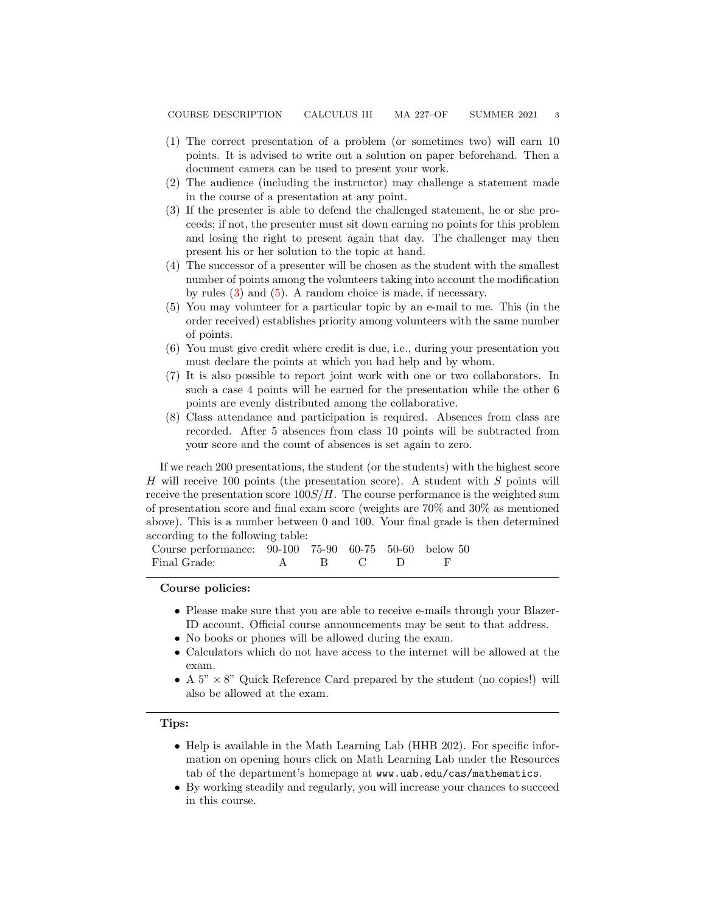(1) The correct presentation of a problem (or sometimes two) will earn 10 points. It is advised to write out a solution on paper beforehand. Then a document camera can be used to present your work.
(2) The audience (including the instructor) may challenge a statement made in the course of a presentation at any point.
(3) If the presenter is able to defend the challenged statement, he or she proceeds; if not, the presenter must sit down earning no points for this problem and losing the right to present again that day. The challenger may then present his or her solution to the topic at hand.
(4) The successor of a presenter will be chosen as the student with the smallest number of points among the volunteers taking into account the modification by rules (3) and (5). A random choice is made, if necessary.
(5) You may volunteer for a particular topic by an e-mail to me. This (in the order received) establishes priority among volunteers with the same number of points.
(6) You must give credit where credit is due, i.e., during your presentation you must declare the points at which you had help and by whom.
(7) It is also possible to report joint work with one or two collaborators. In such a case 4 points will be earned for the presentation while the other 6 points are evenly distributed among the collaborative.
(8) Class attendance and participation is required. Absences from class are recorded. After 5 absences from class 10 points will be subtracted from your score and the count of absences is set again to zero.

If we reach 200 presentations, the student (or the students) with the highest score $H$ will receive 100 points (the presentation score). A student with $S$ points will receive the presentation score $100S/H$. The course performance is the weighted sum of presentation score and final exam score (weights are 70% and 30% as mentioned above). This is a number between 0 and 100. Your final grade is then determined according to the following table:

| Course performance: | 90-100 | 75-90 | 60-75 | 50-60 | below 50 |
|---|---|---|---|---|---|
| Final Grade: | A | B | C | D | F |

---

**Course policies:**

- Please make sure that you are able to receive e-mails through your Blazer-ID account. Official course announcements may be sent to that address.
- No books or phones will be allowed during the exam.
- Calculators which do not have access to the internet will be allowed at the exam.
- A 5" × 8" Quick Reference Card prepared by the student (no copies!) will also be allowed at the exam.

---

**Tips:**

- Help is available in the Math Learning Lab (HHB 202). For specific information on opening hours click on Math Learning Lab under the Resources tab of the department's homepage at `www.uab.edu/cas/mathematics`.
- By working steadily and regularly, you will increase your chances to succeed in this course.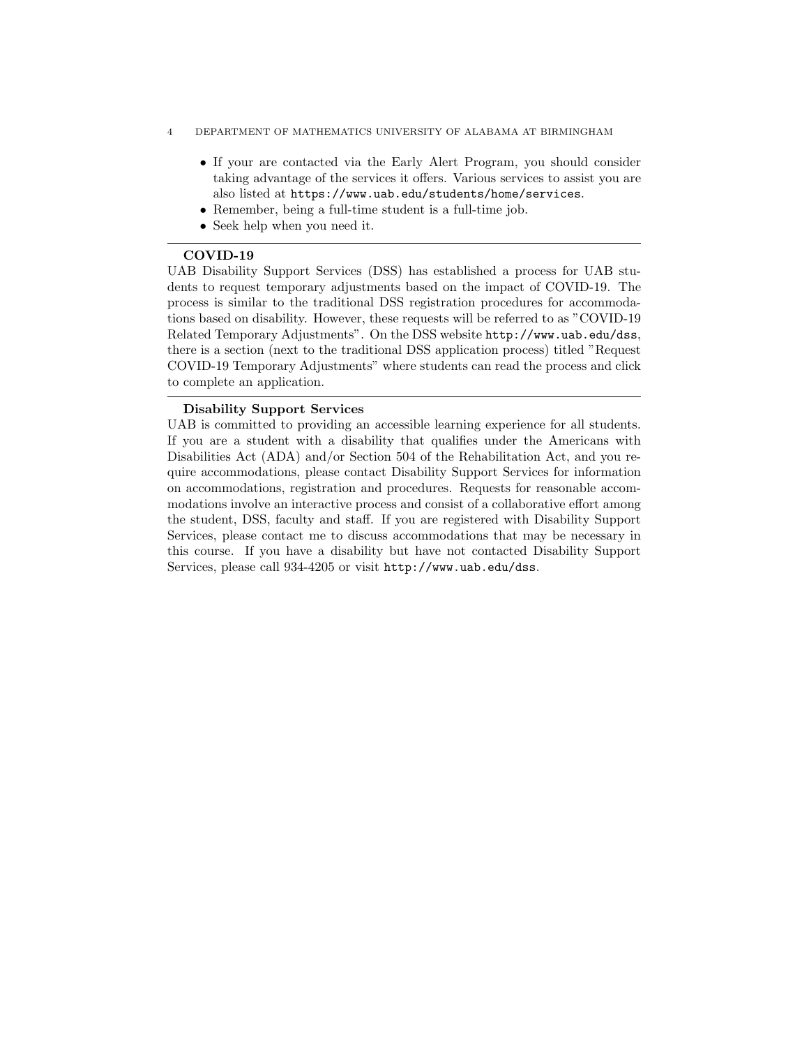- If your are contacted via the Early Alert Program, you should consider taking advantage of the services it offers. Various services to assist you are also listed at https://www.uab.edu/students/home/services.
- Remember, being a full-time student is a full-time job.
- Seek help when you need it.

---

**COVID-19**

UAB Disability Support Services (DSS) has established a process for UAB students to request temporary adjustments based on the impact of COVID-19. The process is similar to the traditional DSS registration procedures for accommodations based on disability. However, these requests will be referred to as "COVID-19 Related Temporary Adjustments". On the DSS website http://www.uab.edu/dss, there is a section (next to the traditional DSS application process) titled "Request COVID-19 Temporary Adjustments" where students can read the process and click to complete an application.

---

**Disability Support Services**

UAB is committed to providing an accessible learning experience for all students. If you are a student with a disability that qualifies under the Americans with Disabilities Act (ADA) and/or Section 504 of the Rehabilitation Act, and you require accommodations, please contact Disability Support Services for information on accommodations, registration and procedures. Requests for reasonable accommodations involve an interactive process and consist of a collaborative effort among the student, DSS, faculty and staff. If you are registered with Disability Support Services, please contact me to discuss accommodations that may be necessary in this course. If you have a disability but have not contacted Disability Support Services, please call 934-4205 or visit http://www.uab.edu/dss.